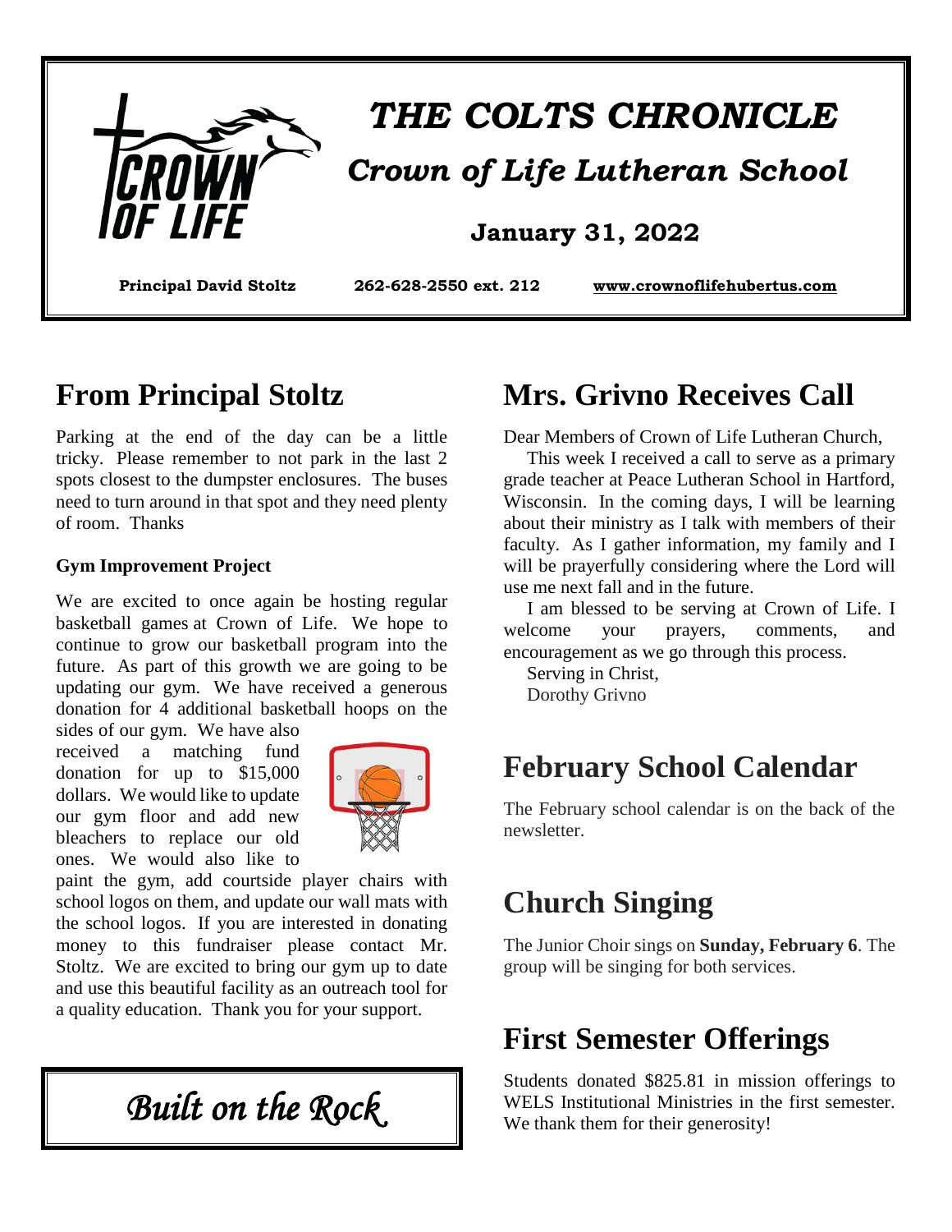# THE COLTS CHRONICLE

## *Crown of Life Lutheran School*

**January 31, 2022**

**Principal David Stoltz** **262-628-2550 ext. 212** **www.crownoflifehubertus.com**

## From Principal Stoltz

Parking at the end of the day can be a little tricky. Please remember to not park in the last 2 spots closest to the dumpster enclosures. The buses need to turn around in that spot and they need plenty of room. Thanks

### Gym Improvement Project

We are excited to once again be hosting regular basketball games at Crown of Life. We hope to continue to grow our basketball program into the future. As part of this growth we are going to be updating our gym. We have received a generous donation for 4 additional basketball hoops on the sides of our gym. We have also received a matching fund donation for up to $15,000 dollars. We would like to update our gym floor and add new bleachers to replace our old ones. We would also like to paint the gym, add courtside player chairs with school logos on them, and update our wall mats with the school logos. If you are interested in donating money to this fundraiser please contact Mr. Stoltz. We are excited to bring our gym up to date and use this beautiful facility as an outreach tool for a quality education. Thank you for your support.

*Built on the Rock*

## Mrs. Grivno Receives Call

Dear Members of Crown of Life Lutheran Church,

This week I received a call to serve as a primary grade teacher at Peace Lutheran School in Hartford, Wisconsin. In the coming days, I will be learning about their ministry as I talk with members of their faculty. As I gather information, my family and I will be prayerfully considering where the Lord will use me next fall and in the future.

I am blessed to be serving at Crown of Life. I welcome your prayers, comments, and encouragement as we go through this process.

Serving in Christ,

Dorothy Grivno

## February School Calendar

The February school calendar is on the back of the newsletter.

## Church Singing

The Junior Choir sings on **Sunday, February 6**. The group will be singing for both services.

## First Semester Offerings

Students donated $825.81 in mission offerings to WELS Institutional Ministries in the first semester. We thank them for their generosity!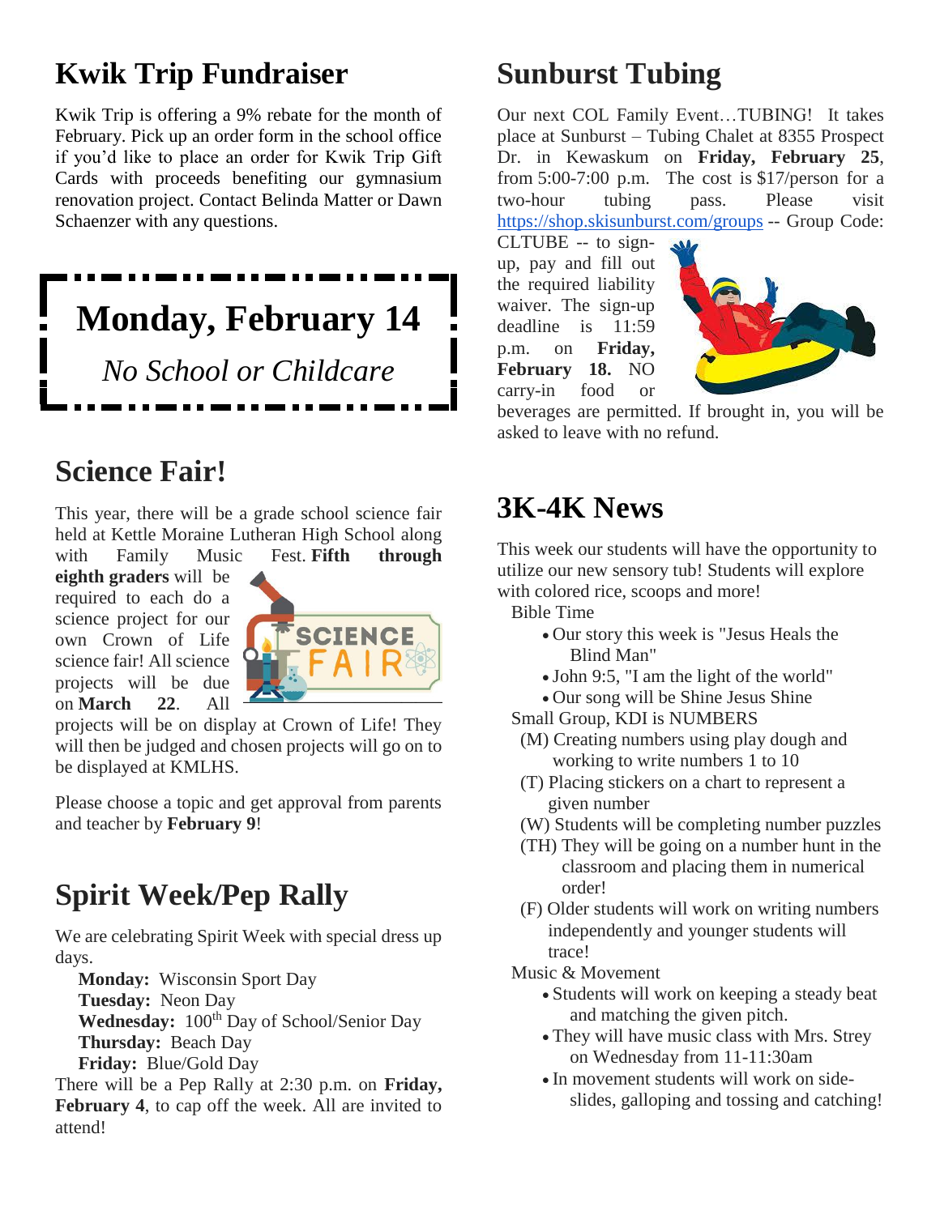## Kwik Trip Fundraiser

Kwik Trip is offering a 9% rebate for the month of February. Pick up an order form in the school office if you'd like to place an order for Kwik Trip Gift Cards with proceeds benefiting our gymnasium renovation project. Contact Belinda Matter or Dawn Schaenzer with any questions.

## Monday, February 14

*No School or Childcare*

## Science Fair!

This year, there will be a grade school science fair held at Kettle Moraine Lutheran High School along with Family Music Fest. **Fifth through eighth graders** will be required to each do a science project for our own Crown of Life science fair! All science projects will be due on **March 22**. All projects will be on display at Crown of Life! They will then be judged and chosen projects will go on to be displayed at KMLHS.

Please choose a topic and get approval from parents and teacher by **February 9**!

## Spirit Week/Pep Rally

We are celebrating Spirit Week with special dress up days.

**Monday:** Wisconsin Sport Day
**Tuesday:** Neon Day
**Wednesday:** 100th Day of School/Senior Day
**Thursday:** Beach Day
**Friday:** Blue/Gold Day

There will be a Pep Rally at 2:30 p.m. on **Friday, February 4**, to cap off the week. All are invited to attend!

## Sunburst Tubing

Our next COL Family Event…TUBING! It takes place at Sunburst – Tubing Chalet at 8355 Prospect Dr. in Kewaskum on **Friday, February 25**, from 5:00-7:00 p.m. The cost is $17/person for a two-hour tubing pass. Please visit https://shop.skisunburst.com/groups -- Group Code: CLTUBE -- to sign-up, pay and fill out the required liability waiver. The sign-up deadline is 11:59 p.m. on **Friday, February 18.** NO carry-in food or beverages are permitted. If brought in, you will be asked to leave with no refund.

## 3K-4K News

This week our students will have the opportunity to utilize our new sensory tub! Students will explore with colored rice, scoops and more!

Bible Time

- Our story this week is "Jesus Heals the Blind Man"
- John 9:5, "I am the light of the world"
- Our song will be Shine Jesus Shine

Small Group, KDI is NUMBERS

(M) Creating numbers using play dough and working to write numbers 1 to 10
(T) Placing stickers on a chart to represent a given number
(W) Students will be completing number puzzles
(TH) They will be going on a number hunt in the classroom and placing them in numerical order!
(F) Older students will work on writing numbers independently and younger students will trace!

Music & Movement

- Students will work on keeping a steady beat and matching the given pitch.
- They will have music class with Mrs. Strey on Wednesday from 11-11:30am
- In movement students will work on side-slides, galloping and tossing and catching!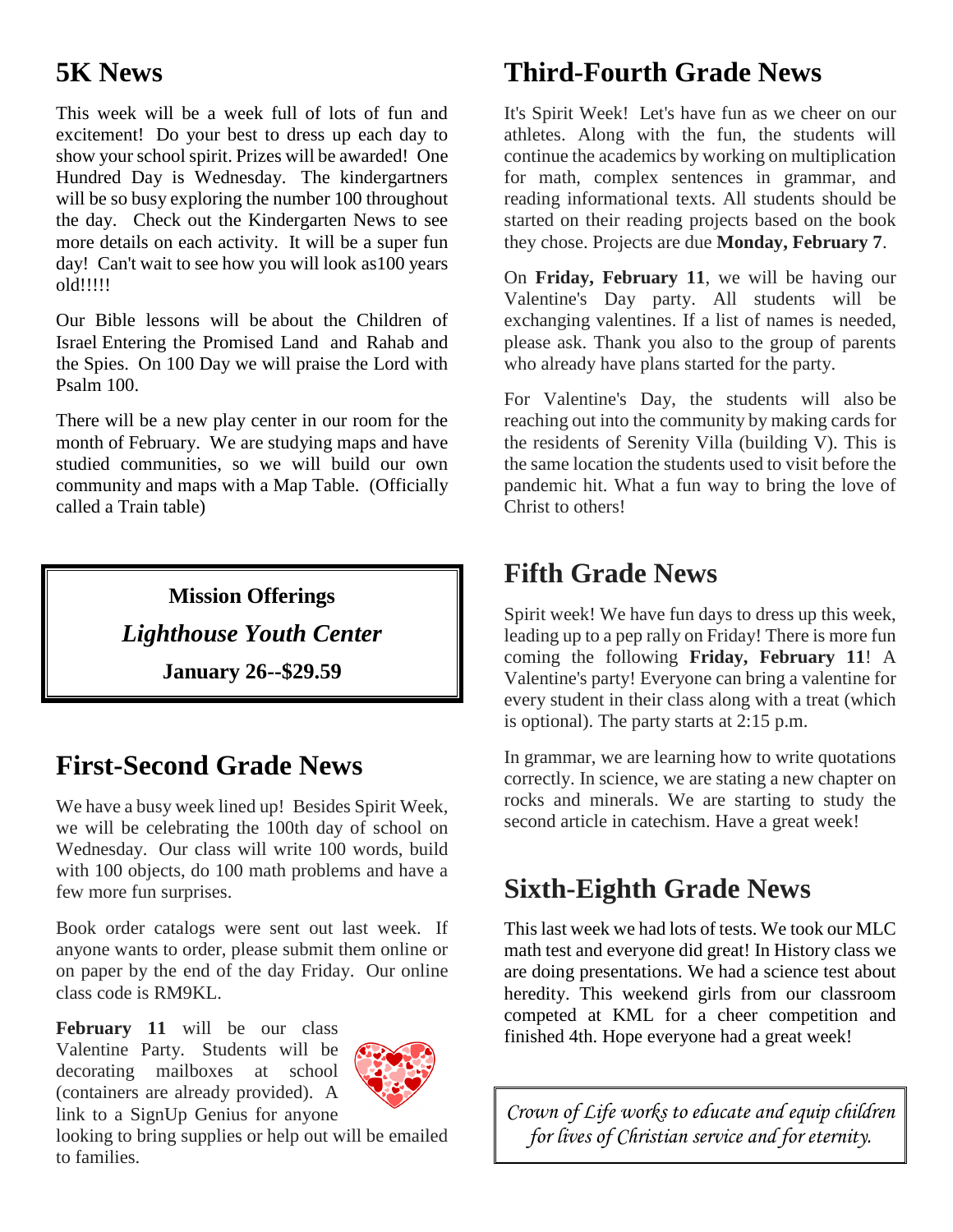## 5K News

This week will be a week full of lots of fun and excitement! Do your best to dress up each day to show your school spirit. Prizes will be awarded! One Hundred Day is Wednesday. The kindergartners will be so busy exploring the number 100 throughout the day. Check out the Kindergarten News to see more details on each activity. It will be a super fun day! Can't wait to see how you will look as100 years old!!!!!

Our Bible lessons will be about the Children of Israel Entering the Promised Land and Rahab and the Spies. On 100 Day we will praise the Lord with Psalm 100.

There will be a new play center in our room for the month of February. We are studying maps and have studied communities, so we will build our own community and maps with a Map Table. (Officially called a Train table)

**Mission Offerings**

***Lighthouse Youth Center***

**January 26--$29.59**

## First-Second Grade News

We have a busy week lined up! Besides Spirit Week, we will be celebrating the 100th day of school on Wednesday. Our class will write 100 words, build with 100 objects, do 100 math problems and have a few more fun surprises.

Book order catalogs were sent out last week. If anyone wants to order, please submit them online or on paper by the end of the day Friday. Our online class code is RM9KL.

**February 11** will be our class Valentine Party. Students will be decorating mailboxes at school (containers are already provided). A link to a SignUp Genius for anyone looking to bring supplies or help out will be emailed to families.

## Third-Fourth Grade News

It's Spirit Week! Let's have fun as we cheer on our athletes. Along with the fun, the students will continue the academics by working on multiplication for math, complex sentences in grammar, and reading informational texts. All students should be started on their reading projects based on the book they chose. Projects are due **Monday, February 7**.

On **Friday, February 11**, we will be having our Valentine's Day party. All students will be exchanging valentines. If a list of names is needed, please ask. Thank you also to the group of parents who already have plans started for the party.

For Valentine's Day, the students will also be reaching out into the community by making cards for the residents of Serenity Villa (building V). This is the same location the students used to visit before the pandemic hit. What a fun way to bring the love of Christ to others!

## Fifth Grade News

Spirit week! We have fun days to dress up this week, leading up to a pep rally on Friday! There is more fun coming the following **Friday, February 11**! A Valentine's party! Everyone can bring a valentine for every student in their class along with a treat (which is optional). The party starts at 2:15 p.m.

In grammar, we are learning how to write quotations correctly. In science, we are stating a new chapter on rocks and minerals. We are starting to study the second article in catechism. Have a great week!

## Sixth-Eighth Grade News

This last week we had lots of tests. We took our MLC math test and everyone did great! In History class we are doing presentations. We had a science test about heredity. This weekend girls from our classroom competed at KML for a cheer competition and finished 4th. Hope everyone had a great week!

*Crown of Life works to educate and equip children for lives of Christian service and for eternity.*